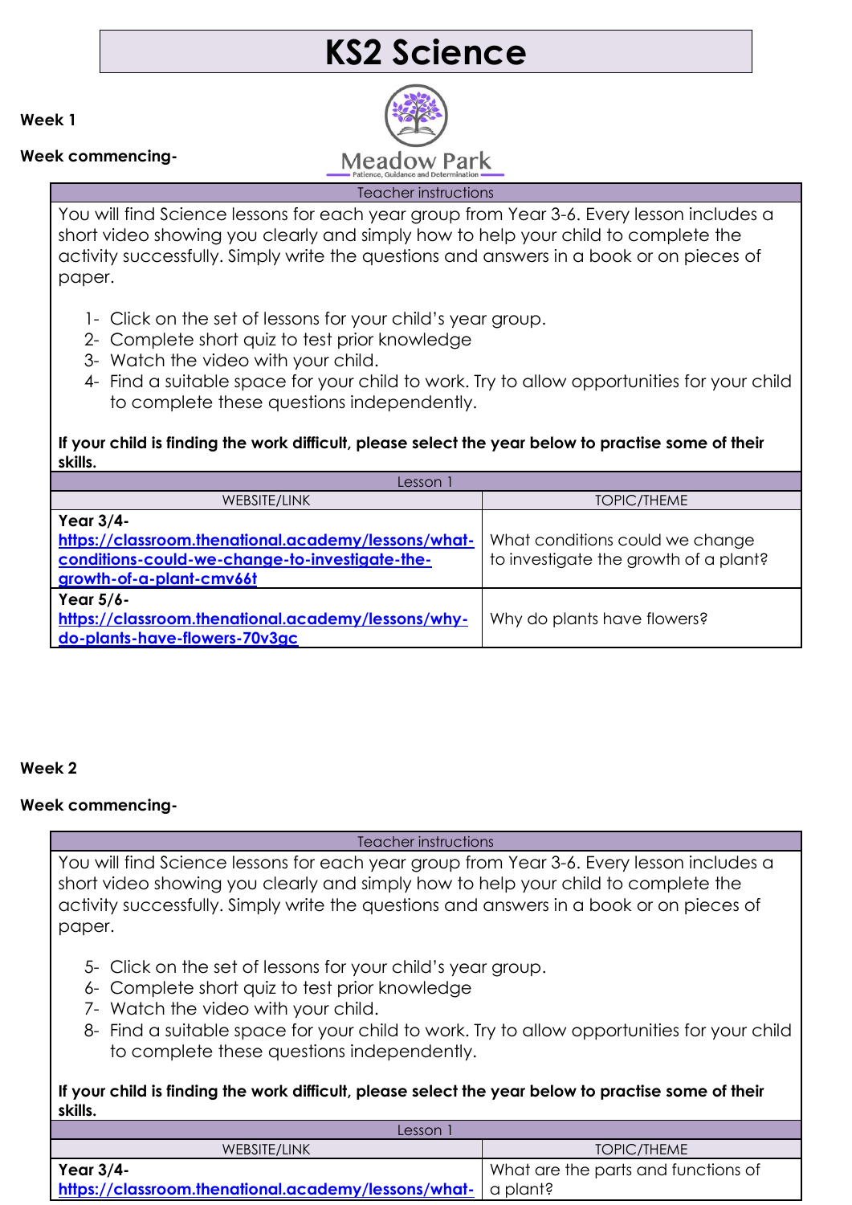# KS2 Science

**Week 1**

**Week commencing-**

Meadow Park
Patience, Guidance and Determination

| Teacher instructions |
|---|
| You will find Science lessons for each year group from Year 3-6. Every lesson includes a short video showing you clearly and simply how to help your child to complete the activity successfully. Simply write the questions and answers in a book or on pieces of paper.<br><br>1- Click on the set of lessons for your child's year group.<br>2- Complete short quiz to test prior knowledge<br>3- Watch the video with your child.<br>4- Find a suitable space for your child to work. Try to allow opportunities for your child to complete these questions independently.<br><br>**If your child is finding the work difficult, please select the year below to practise some of their skills.** |

| Lesson 1 | |
|---|---|
| WEBSITE/LINK | TOPIC/THEME |
| **Year 3/4-** https://classroom.thenational.academy/lessons/what-conditions-could-we-change-to-investigate-the-growth-of-a-plant-cmv66t | What conditions could we change to investigate the growth of a plant? |
| **Year 5/6-** https://classroom.thenational.academy/lessons/why-do-plants-have-flowers-70v3gc | Why do plants have flowers? |

**Week 2**

**Week commencing-**

| Teacher instructions |
|---|
| You will find Science lessons for each year group from Year 3-6. Every lesson includes a short video showing you clearly and simply how to help your child to complete the activity successfully. Simply write the questions and answers in a book or on pieces of paper.<br><br>5- Click on the set of lessons for your child's year group.<br>6- Complete short quiz to test prior knowledge<br>7- Watch the video with your child.<br>8- Find a suitable space for your child to work. Try to allow opportunities for your child to complete these questions independently.<br><br>**If your child is finding the work difficult, please select the year below to practise some of their skills.** |

| Lesson 1 | |
|---|---|
| WEBSITE/LINK | TOPIC/THEME |
| **Year 3/4-** https://classroom.thenational.academy/lessons/what- | What are the parts and functions of a plant? |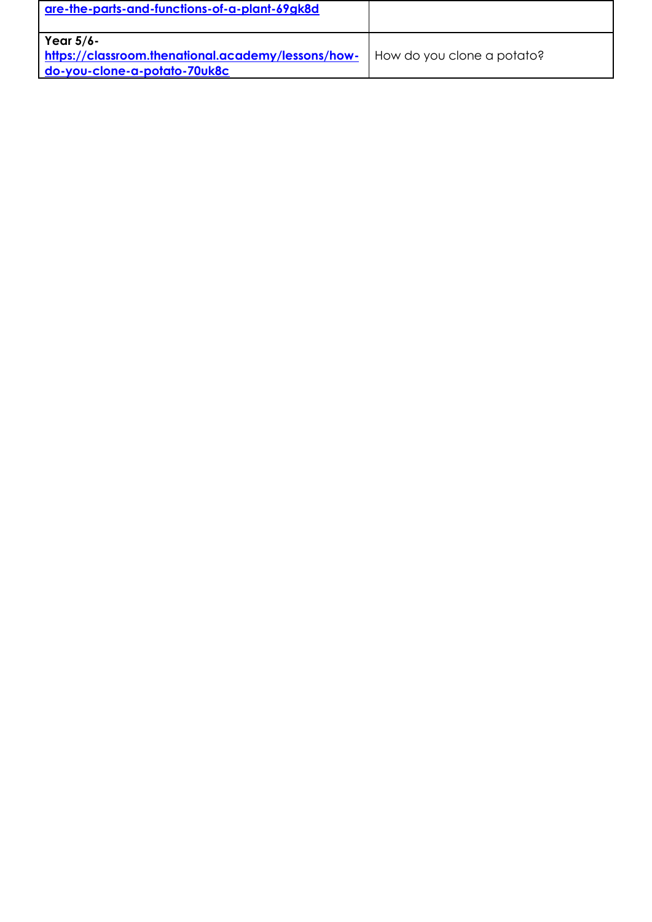| | |
|---|---|
| [are-the-parts-and-functions-of-a-plant-69gk8d](are-the-parts-and-functions-of-a-plant-69gk8d) | |
| **Year 5/6-** [https://classroom.thenational.academy/lessons/how-do-you-clone-a-potato-70uk8c](https://classroom.thenational.academy/lessons/how-do-you-clone-a-potato-70uk8c) | How do you clone a potato? |